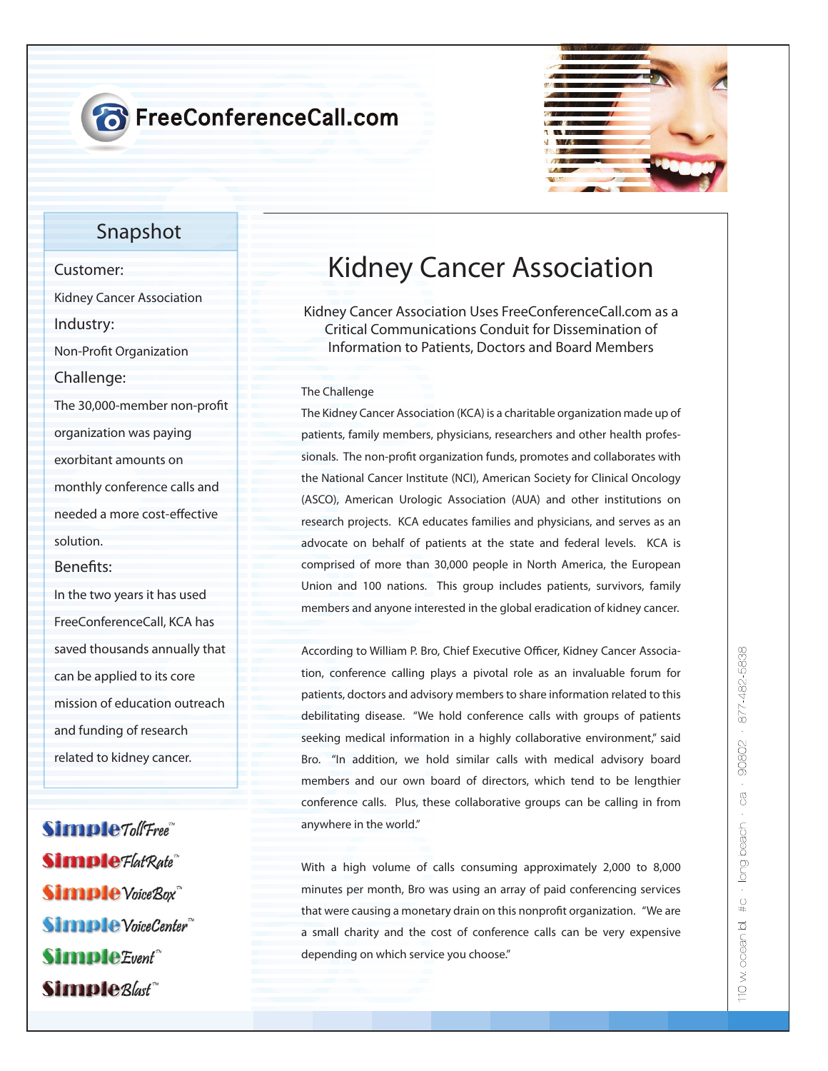FreeConferenceCall.com

## Snapshot

**Customer:**

Kidney Cancer Association

**Industry:**

Non-Profit Organization

**Challenge:**

The 30,000-member non-profit organization was paying exorbitant amounts on monthly conference calls and needed a more cost-effective solution.

**Benefits:**

In the two years it has used FreeConferenceCall, KCA has saved thousands annually that can be applied to its core mission of education outreach and funding of research related to kidney cancer.

SimpleTollFree™

SimpleFlatRate™

SimpleVoiceBox™

SimpleVoiceCenter™

SimpleEvent™

SimpleBlast™

# Kidney Cancer Association

Kidney Cancer Association Uses FreeConferenceCall.com as a Critical Communications Conduit for Dissemination of Information to Patients, Doctors and Board Members

### The Challenge

The Kidney Cancer Association (KCA) is a charitable organization made up of patients, family members, physicians, researchers and other health professionals. The non-profit organization funds, promotes and collaborates with the National Cancer Institute (NCI), American Society for Clinical Oncology (ASCO), American Urologic Association (AUA) and other institutions on research projects. KCA educates families and physicians, and serves as an advocate on behalf of patients at the state and federal levels. KCA is comprised of more than 30,000 people in North America, the European Union and 100 nations. This group includes patients, survivors, family members and anyone interested in the global eradication of kidney cancer.

According to William P. Bro, Chief Executive Officer, Kidney Cancer Association, conference calling plays a pivotal role as an invaluable forum for patients, doctors and advisory members to share information related to this debilitating disease. "We hold conference calls with groups of patients seeking medical information in a highly collaborative environment," said Bro. "In addition, we hold similar calls with medical advisory board members and our own board of directors, which tend to be lengthier conference calls. Plus, these collaborative groups can be calling in from anywhere in the world."

With a high volume of calls consuming approximately 2,000 to 8,000 minutes per month, Bro was using an array of paid conferencing services that were causing a monetary drain on this nonprofit organization. "We are a small charity and the cost of conference calls can be very expensive depending on which service you choose."

110 w. ocean bl. #c · long beach · ca · 90802 · 877-482-5838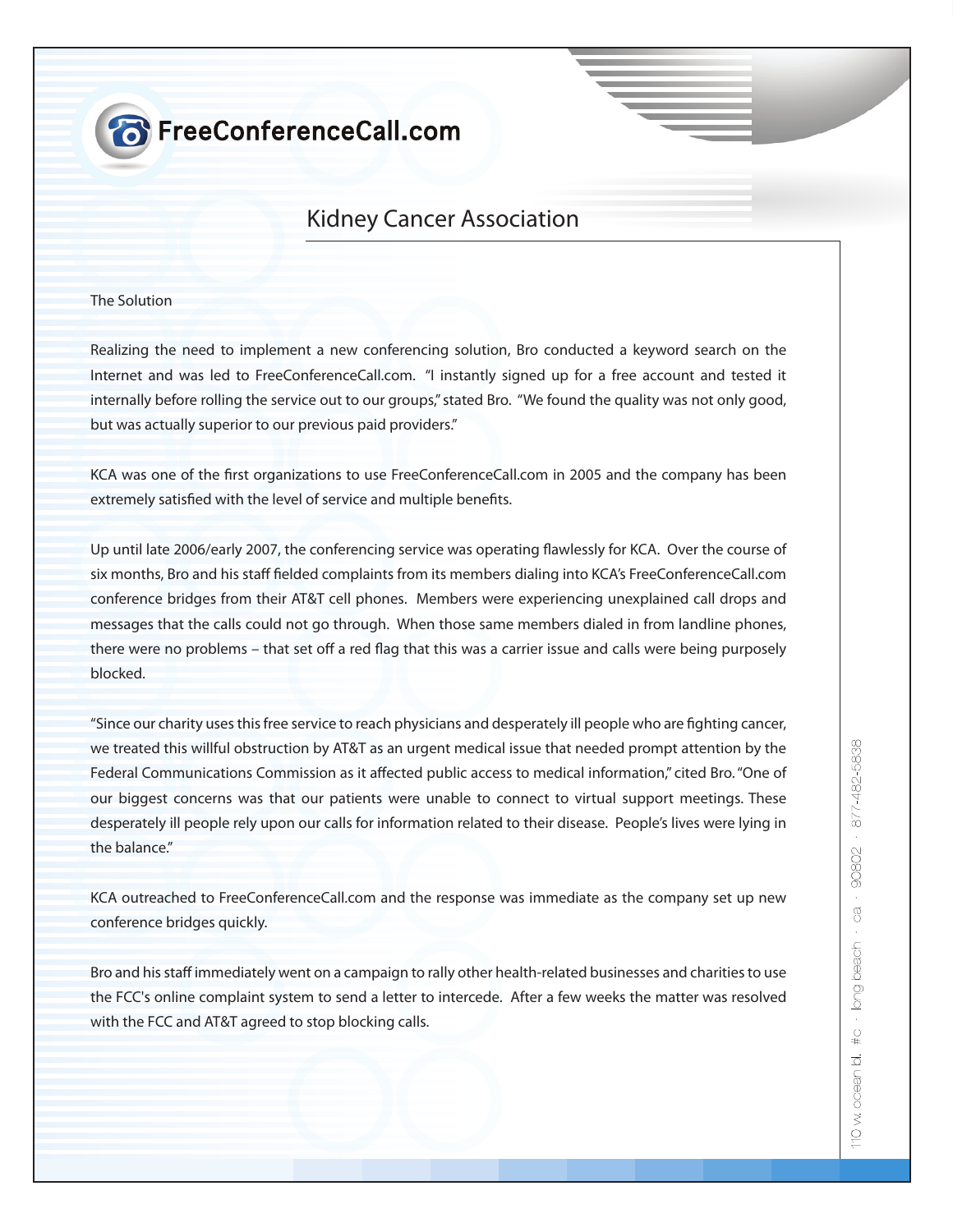FreeConferenceCall.com

## Kidney Cancer Association

### The Solution

Realizing the need to implement a new conferencing solution, Bro conducted a keyword search on the Internet and was led to FreeConferenceCall.com. "I instantly signed up for a free account and tested it internally before rolling the service out to our groups," stated Bro. "We found the quality was not only good, but was actually superior to our previous paid providers."

KCA was one of the first organizations to use FreeConferenceCall.com in 2005 and the company has been extremely satisfied with the level of service and multiple benefits.

Up until late 2006/early 2007, the conferencing service was operating flawlessly for KCA. Over the course of six months, Bro and his staff fielded complaints from its members dialing into KCA's FreeConferenceCall.com conference bridges from their AT&T cell phones. Members were experiencing unexplained call drops and messages that the calls could not go through. When those same members dialed in from landline phones, there were no problems – that set off a red flag that this was a carrier issue and calls were being purposely blocked.

"Since our charity uses this free service to reach physicians and desperately ill people who are fighting cancer, we treated this willful obstruction by AT&T as an urgent medical issue that needed prompt attention by the Federal Communications Commission as it affected public access to medical information," cited Bro. "One of our biggest concerns was that our patients were unable to connect to virtual support meetings. These desperately ill people rely upon our calls for information related to their disease. People's lives were lying in the balance."

KCA outreached to FreeConferenceCall.com and the response was immediate as the company set up new conference bridges quickly.

Bro and his staff immediately went on a campaign to rally other health-related businesses and charities to use the FCC's online complaint system to send a letter to intercede. After a few weeks the matter was resolved with the FCC and AT&T agreed to stop blocking calls.

110 w. ocean bl. #c · long beach · ca · 90802 · 877-482-5838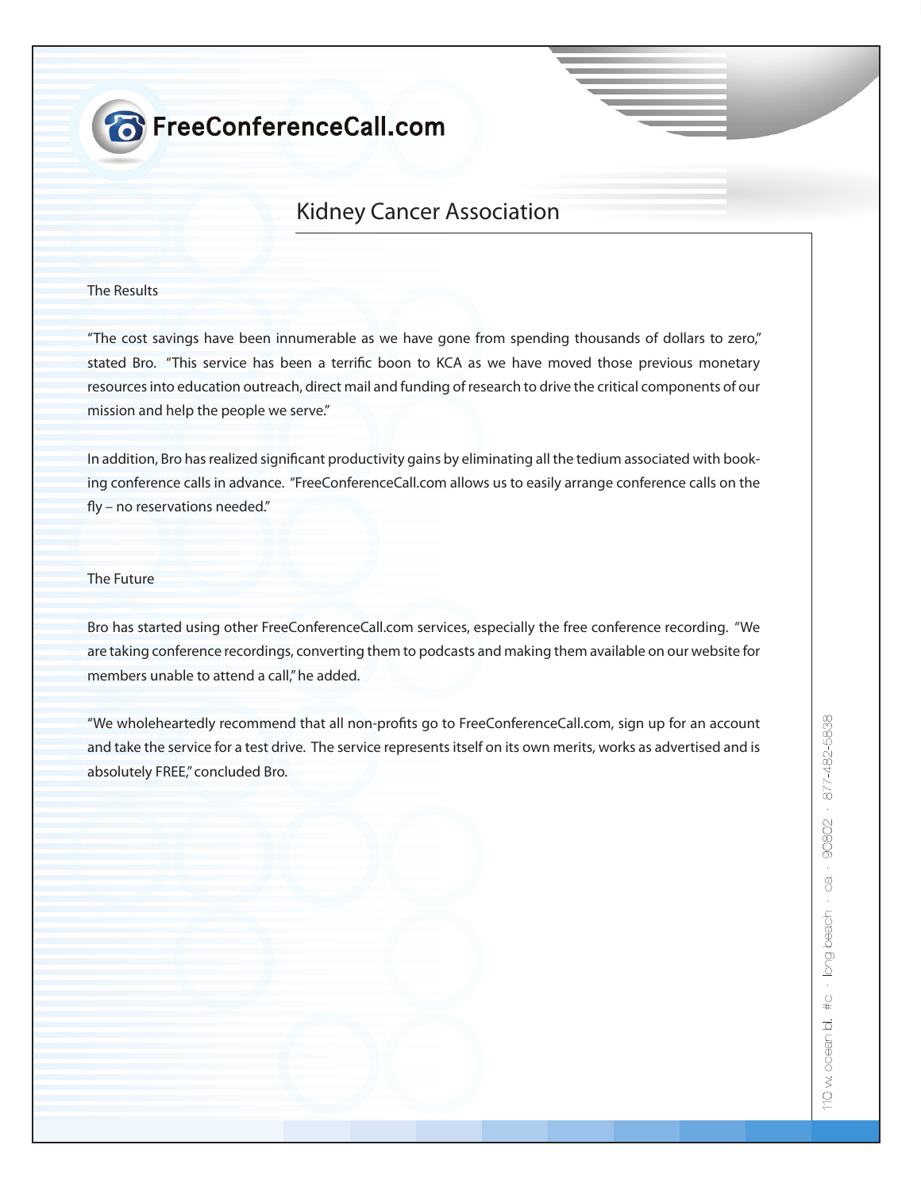FreeConferenceCall.com

# Kidney Cancer Association

## The Results

"The cost savings have been innumerable as we have gone from spending thousands of dollars to zero," stated Bro. "This service has been a terrific boon to KCA as we have moved those previous monetary resources into education outreach, direct mail and funding of research to drive the critical components of our mission and help the people we serve."

In addition, Bro has realized significant productivity gains by eliminating all the tedium associated with booking conference calls in advance. "FreeConferenceCall.com allows us to easily arrange conference calls on the fly – no reservations needed."

## The Future

Bro has started using other FreeConferenceCall.com services, especially the free conference recording. "We are taking conference recordings, converting them to podcasts and making them available on our website for members unable to attend a call," he added.

"We wholeheartedly recommend that all non-profits go to FreeConferenceCall.com, sign up for an account and take the service for a test drive. The service represents itself on its own merits, works as advertised and is absolutely FREE," concluded Bro.

110 w. ocean bl. #c · long beach · ca · 90802 · 877-482-5838